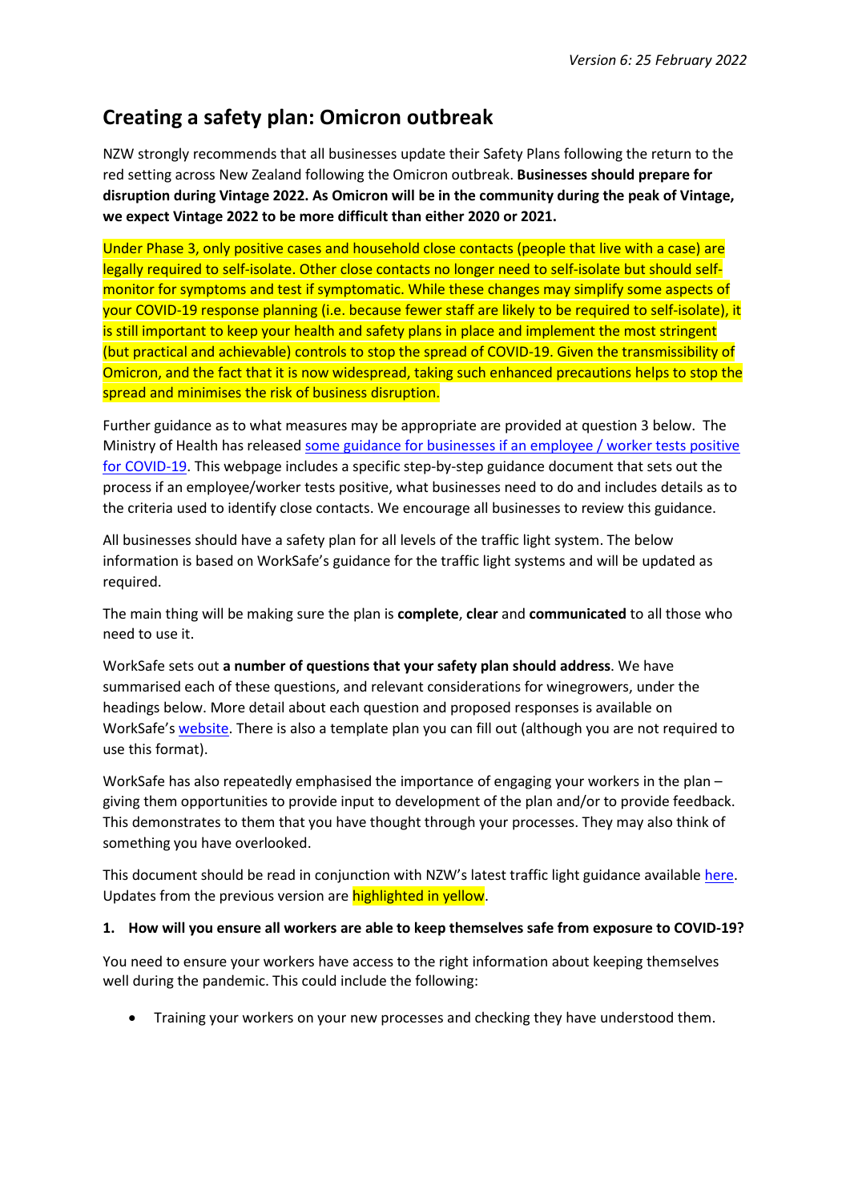*Version 6: 25 February 2022*

## Creating a safety plan: Omicron outbreak

NZW strongly recommends that all businesses update their Safety Plans following the return to the red setting across New Zealand following the Omicron outbreak. **Businesses should prepare for disruption during Vintage 2022. As Omicron will be in the community during the peak of Vintage, we expect Vintage 2022 to be more difficult than either 2020 or 2021.**

Under Phase 3, only positive cases and household close contacts (people that live with a case) are legally required to self-isolate. Other close contacts no longer need to self-isolate but should self-monitor for symptoms and test if symptomatic. While these changes may simplify some aspects of your COVID-19 response planning (i.e. because fewer staff are likely to be required to self-isolate), it is still important to keep your health and safety plans in place and implement the most stringent (but practical and achievable) controls to stop the spread of COVID-19. Given the transmissibility of Omicron, and the fact that it is now widespread, taking such enhanced precautions helps to stop the spread and minimises the risk of business disruption.

Further guidance as to what measures may be appropriate are provided at question 3 below. The Ministry of Health has released some guidance for businesses if an employee / worker tests positive for COVID-19. This webpage includes a specific step-by-step guidance document that sets out the process if an employee/worker tests positive, what businesses need to do and includes details as to the criteria used to identify close contacts. We encourage all businesses to review this guidance.

All businesses should have a safety plan for all levels of the traffic light system. The below information is based on WorkSafe's guidance for the traffic light systems and will be updated as required.

The main thing will be making sure the plan is **complete**, **clear** and **communicated** to all those who need to use it.

WorkSafe sets out **a number of questions that your safety plan should address**. We have summarised each of these questions, and relevant considerations for winegrowers, under the headings below. More detail about each question and proposed responses is available on WorkSafe's website. There is also a template plan you can fill out (although you are not required to use this format).

WorkSafe has also repeatedly emphasised the importance of engaging your workers in the plan – giving them opportunities to provide input to development of the plan and/or to provide feedback. This demonstrates to them that you have thought through your processes. They may also think of something you have overlooked.

This document should be read in conjunction with NZW's latest traffic light guidance available here. Updates from the previous version are highlighted in yellow.

**1. How will you ensure all workers are able to keep themselves safe from exposure to COVID-19?**

You need to ensure your workers have access to the right information about keeping themselves well during the pandemic. This could include the following:

- Training your workers on your new processes and checking they have understood them.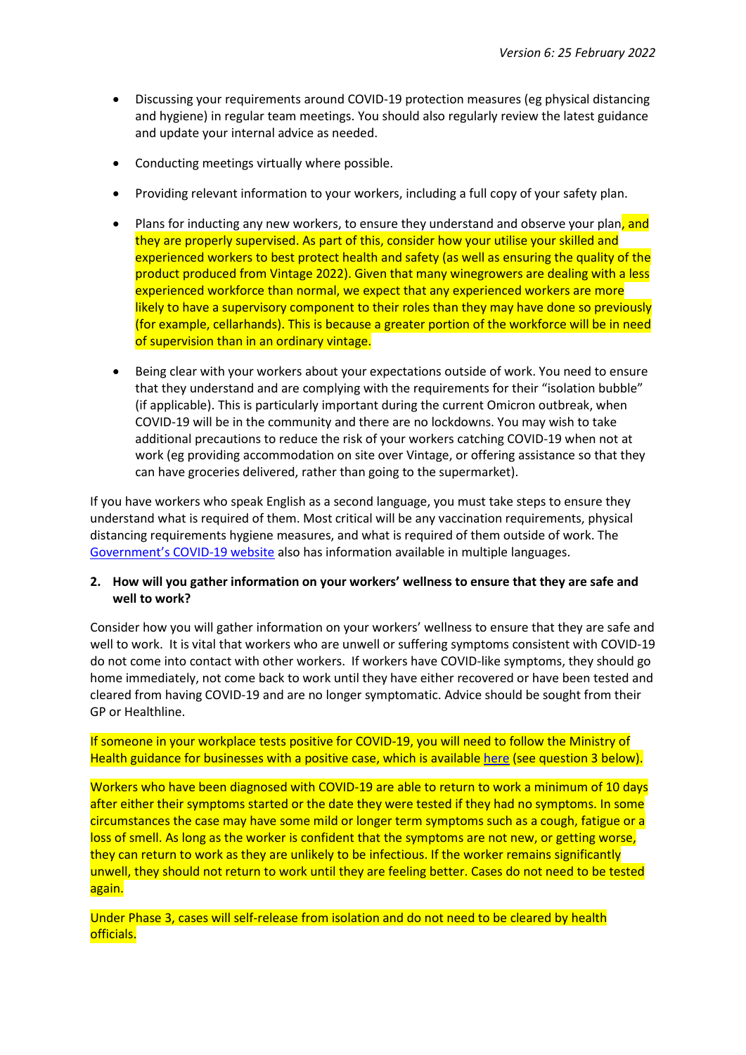- Discussing your requirements around COVID-19 protection measures (eg physical distancing and hygiene) in regular team meetings. You should also regularly review the latest guidance and update your internal advice as needed.

- Conducting meetings virtually where possible.

- Providing relevant information to your workers, including a full copy of your safety plan.

- Plans for inducting any new workers, to ensure they understand and observe your plan, and they are properly supervised. As part of this, consider how you utilise your skilled and experienced workers to best protect health and safety (as well as ensuring the quality of the product produced from Vintage 2022). Given that many winegrowers are dealing with a less experienced workforce than normal, we expect that any experienced workers are more likely to have a supervisory component to their roles than they may have done so previously (for example, cellarhands). This is because a greater portion of the workforce will be in need of supervision than in an ordinary vintage.

- Being clear with your workers about your expectations outside of work. You need to ensure that they understand and are complying with the requirements for their "isolation bubble" (if applicable). This is particularly important during the current Omicron outbreak, when COVID-19 will be in the community and there are no lockdowns. You may wish to take additional precautions to reduce the risk of your workers catching COVID-19 when not at work (eg providing accommodation on site over Vintage, or offering assistance so that they can have groceries delivered, rather than going to the supermarket).

If you have workers who speak English as a second language, you must take steps to ensure they understand what is required of them. Most critical will be any vaccination requirements, physical distancing requirements hygiene measures, and what is required of them outside of work. The Government's COVID-19 website also has information available in multiple languages.

**2. How will you gather information on your workers' wellness to ensure that they are safe and well to work?**

Consider how you will gather information on your workers' wellness to ensure that they are safe and well to work. It is vital that workers who are unwell or suffering symptoms consistent with COVID-19 do not come into contact with other workers. If workers have COVID-like symptoms, they should go home immediately, not come back to work until they have either recovered or have been tested and cleared from having COVID-19 and are no longer symptomatic. Advice should be sought from their GP or Healthline.

If someone in your workplace tests positive for COVID-19, you will need to follow the Ministry of Health guidance for businesses with a positive case, which is available here (see question 3 below).

Workers who have been diagnosed with COVID-19 are able to return to work a minimum of 10 days after either their symptoms started or the date they were tested if they had no symptoms. In some circumstances the case may have some mild or longer term symptoms such as a cough, fatigue or a loss of smell. As long as the worker is confident that the symptoms are not new, or getting worse, they can return to work as they are unlikely to be infectious. If the worker remains significantly unwell, they should not return to work until they are feeling better. Cases do not need to be tested again.

Under Phase 3, cases will self-release from isolation and do not need to be cleared by health officials.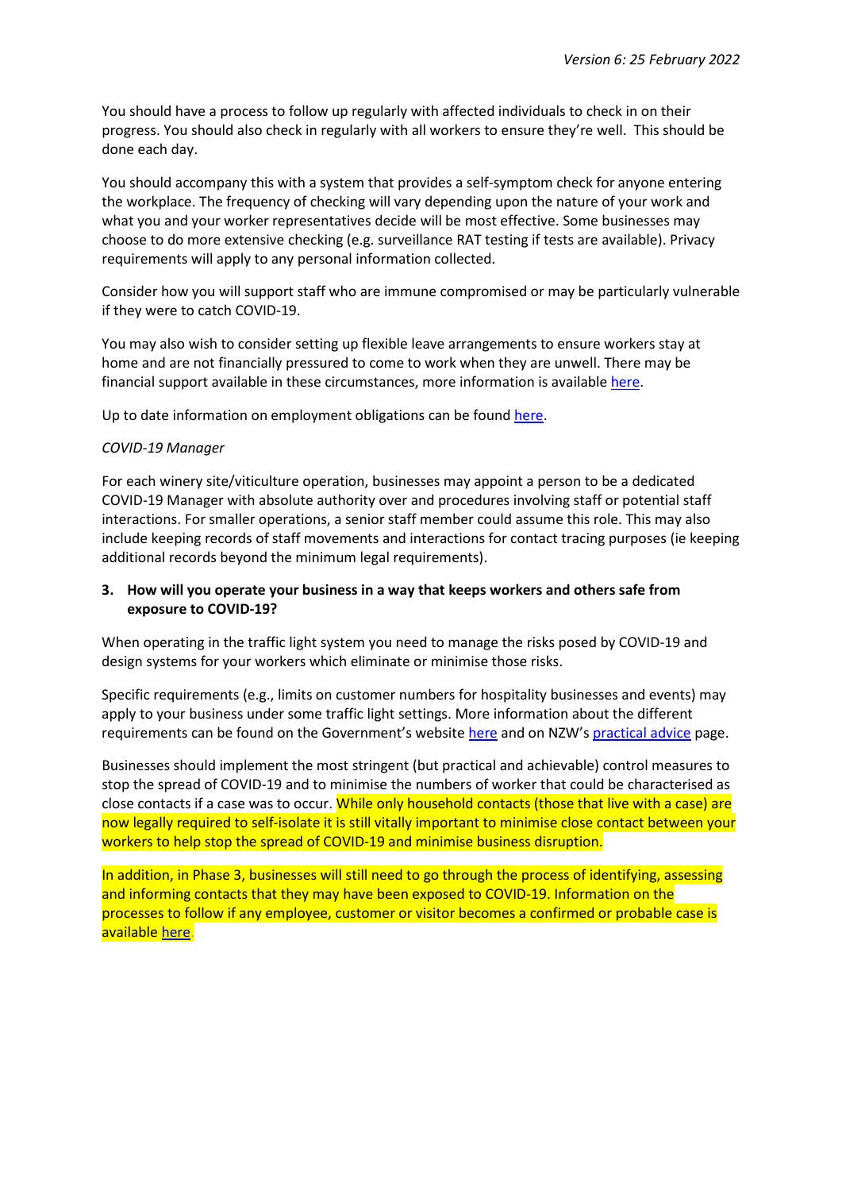You should have a process to follow up regularly with affected individuals to check in on their progress. You should also check in regularly with all workers to ensure they're well. This should be done each day.

You should accompany this with a system that provides a self-symptom check for anyone entering the workplace. The frequency of checking will vary depending upon the nature of your work and what you and your worker representatives decide will be most effective. Some businesses may choose to do more extensive checking (e.g. surveillance RAT testing if tests are available). Privacy requirements will apply to any personal information collected.

Consider how you will support staff who are immune compromised or may be particularly vulnerable if they were to catch COVID-19.

You may also wish to consider setting up flexible leave arrangements to ensure workers stay at home and are not financially pressured to come to work when they are unwell. There may be financial support available in these circumstances, more information is available here.

Up to date information on employment obligations can be found here.

*COVID-19 Manager*

For each winery site/viticulture operation, businesses may appoint a person to be a dedicated COVID-19 Manager with absolute authority over and procedures involving staff or potential staff interactions. For smaller operations, a senior staff member could assume this role. This may also include keeping records of staff movements and interactions for contact tracing purposes (ie keeping additional records beyond the minimum legal requirements).

**3. How will you operate your business in a way that keeps workers and others safe from exposure to COVID-19?**

When operating in the traffic light system you need to manage the risks posed by COVID-19 and design systems for your workers which eliminate or minimise those risks.

Specific requirements (e.g., limits on customer numbers for hospitality businesses and events) may apply to your business under some traffic light settings. More information about the different requirements can be found on the Government's website here and on NZW's practical advice page.

Businesses should implement the most stringent (but practical and achievable) control measures to stop the spread of COVID-19 and to minimise the numbers of worker that could be characterised as close contacts if a case was to occur. While only household contacts (those that live with a case) are now legally required to self-isolate it is still vitally important to minimise close contact between your workers to help stop the spread of COVID-19 and minimise business disruption.

In addition, in Phase 3, businesses will still need to go through the process of identifying, assessing and informing contacts that they may have been exposed to COVID-19. Information on the processes to follow if any employee, customer or visitor becomes a confirmed or probable case is available here.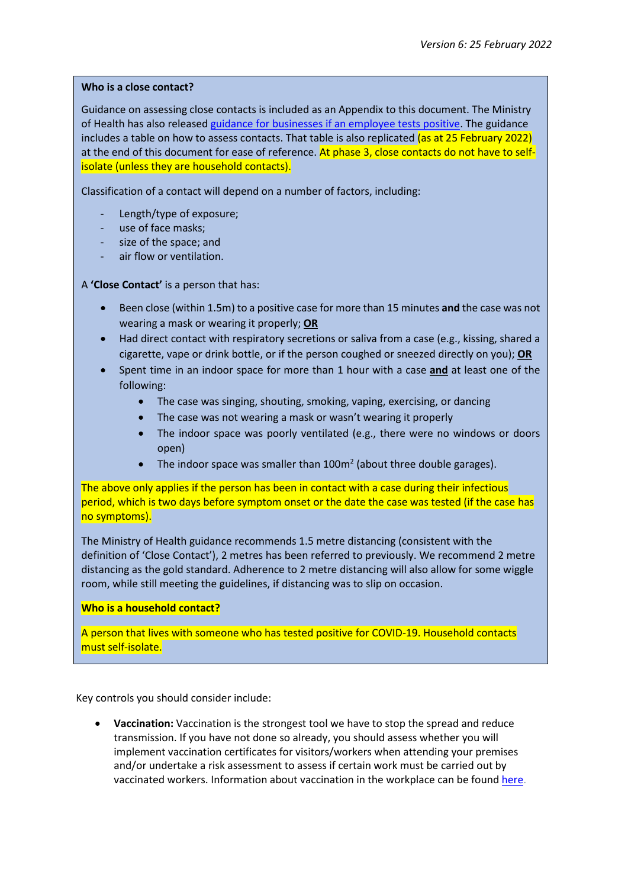**Who is a close contact?**

Guidance on assessing close contacts is included as an Appendix to this document. The Ministry of Health has also released guidance for businesses if an employee tests positive. The guidance includes a table on how to assess contacts. That table is also replicated (as at 25 February 2022) at the end of this document for ease of reference. At phase 3, close contacts do not have to self-isolate (unless they are household contacts).

Classification of a contact will depend on a number of factors, including:

- Length/type of exposure;
- use of face masks;
- size of the space; and
- air flow or ventilation.

A **'Close Contact'** is a person that has:

- Been close (within 1.5m) to a positive case for more than 15 minutes **and** the case was not wearing a mask or wearing it properly; **OR**
- Had direct contact with respiratory secretions or saliva from a case (e.g., kissing, shared a cigarette, vape or drink bottle, or if the person coughed or sneezed directly on you); **OR**
- Spent time in an indoor space for more than 1 hour with a case **and** at least one of the following:
  - The case was singing, shouting, smoking, vaping, exercising, or dancing
  - The case was not wearing a mask or wasn't wearing it properly
  - The indoor space was poorly ventilated (e.g., there were no windows or doors open)
  - The indoor space was smaller than $100m^2$ (about three double garages).

The above only applies if the person has been in contact with a case during their infectious period, which is two days before symptom onset or the date the case was tested (if the case has no symptoms).

The Ministry of Health guidance recommends 1.5 metre distancing (consistent with the definition of 'Close Contact'), 2 metres has been referred to previously. We recommend 2 metre distancing as the gold standard. Adherence to 2 metre distancing will also allow for some wiggle room, while still meeting the guidelines, if distancing was to slip on occasion.

**Who is a household contact?**

A person that lives with someone who has tested positive for COVID-19. Household contacts must self-isolate.

Key controls you should consider include:

- **Vaccination:** Vaccination is the strongest tool we have to stop the spread and reduce transmission. If you have not done so already, you should assess whether you will implement vaccination certificates for visitors/workers when attending your premises and/or undertake a risk assessment to assess if certain work must be carried out by vaccinated workers. Information about vaccination in the workplace can be found here.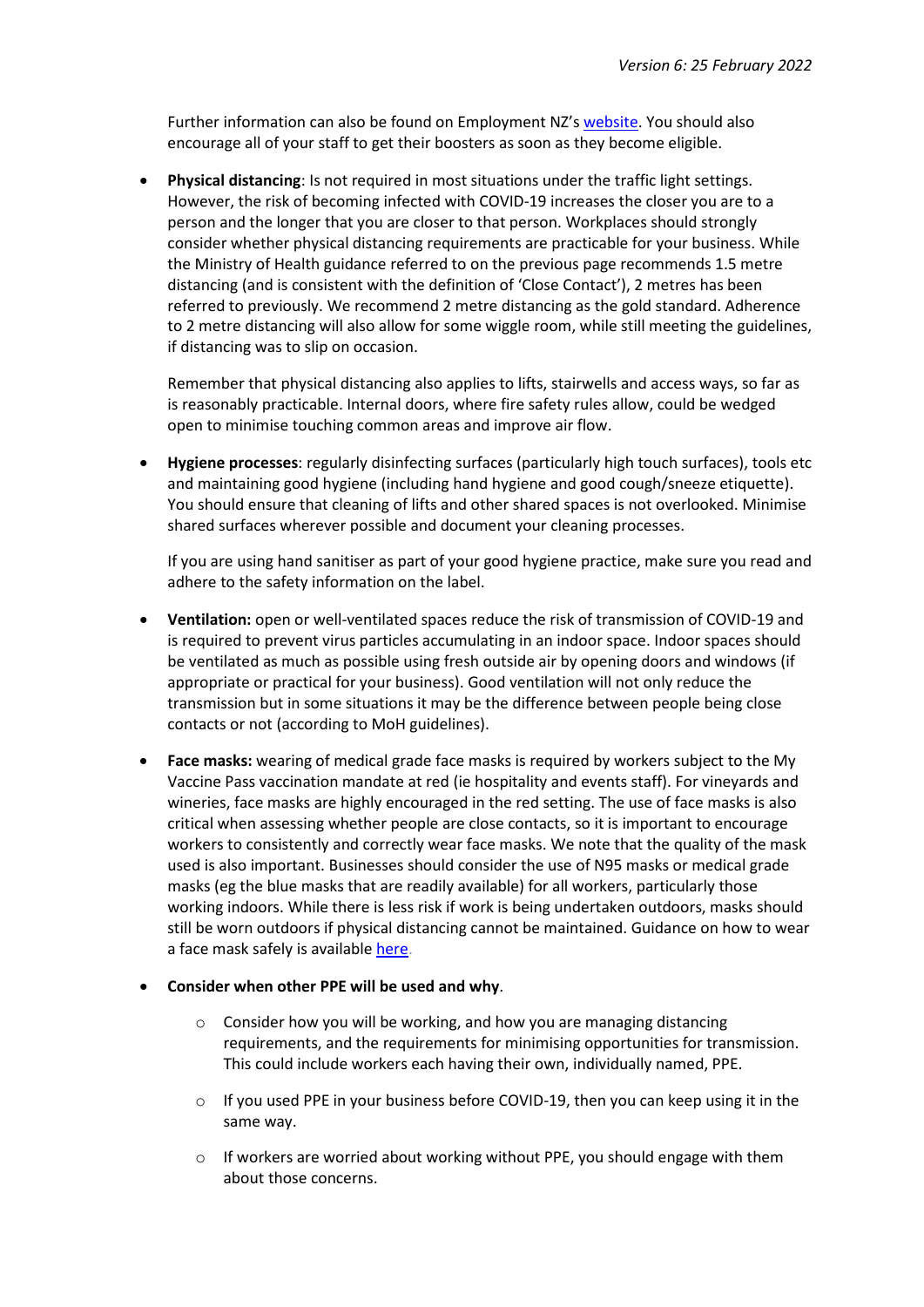Further information can also be found on Employment NZ's [website](). You should also encourage all of your staff to get their boosters as soon as they become eligible.

- **Physical distancing**: Is not required in most situations under the traffic light settings. However, the risk of becoming infected with COVID-19 increases the closer you are to a person and the longer that you are closer to that person. Workplaces should strongly consider whether physical distancing requirements are practicable for your business. While the Ministry of Health guidance referred to on the previous page recommends 1.5 metre distancing (and is consistent with the definition of 'Close Contact'), 2 metres has been referred to previously. We recommend 2 metre distancing as the gold standard. Adherence to 2 metre distancing will also allow for some wiggle room, while still meeting the guidelines, if distancing was to slip on occasion.

  Remember that physical distancing also applies to lifts, stairwells and access ways, so far as is reasonably practicable. Internal doors, where fire safety rules allow, could be wedged open to minimise touching common areas and improve air flow.

- **Hygiene processes**: regularly disinfecting surfaces (particularly high touch surfaces), tools etc and maintaining good hygiene (including hand hygiene and good cough/sneeze etiquette). You should ensure that cleaning of lifts and other shared spaces is not overlooked. Minimise shared surfaces wherever possible and document your cleaning processes.

  If you are using hand sanitiser as part of your good hygiene practice, make sure you read and adhere to the safety information on the label.

- **Ventilation:** open or well-ventilated spaces reduce the risk of transmission of COVID-19 and is required to prevent virus particles accumulating in an indoor space. Indoor spaces should be ventilated as much as possible using fresh outside air by opening doors and windows (if appropriate or practical for your business). Good ventilation will not only reduce the transmission but in some situations it may be the difference between people being close contacts or not (according to MoH guidelines).

- **Face masks:** wearing of medical grade face masks is required by workers subject to the My Vaccine Pass vaccination mandate at red (ie hospitality and events staff). For vineyards and wineries, face masks are highly encouraged in the red setting. The use of face masks is also critical when assessing whether people are close contacts, so it is important to encourage workers to consistently and correctly wear face masks. We note that the quality of the mask used is also important. Businesses should consider the use of N95 masks or medical grade masks (eg the blue masks that are readily available) for all workers, particularly those working indoors. While there is less risk if work is being undertaken outdoors, masks should still be worn outdoors if physical distancing cannot be maintained. Guidance on how to wear a face mask safely is available [here]().

- **Consider when other PPE will be used and why**.
  - Consider how you will be working, and how you are managing distancing requirements, and the requirements for minimising opportunities for transmission. This could include workers each having their own, individually named, PPE.
  - If you used PPE in your business before COVID-19, then you can keep using it in the same way.
  - If workers are worried about working without PPE, you should engage with them about those concerns.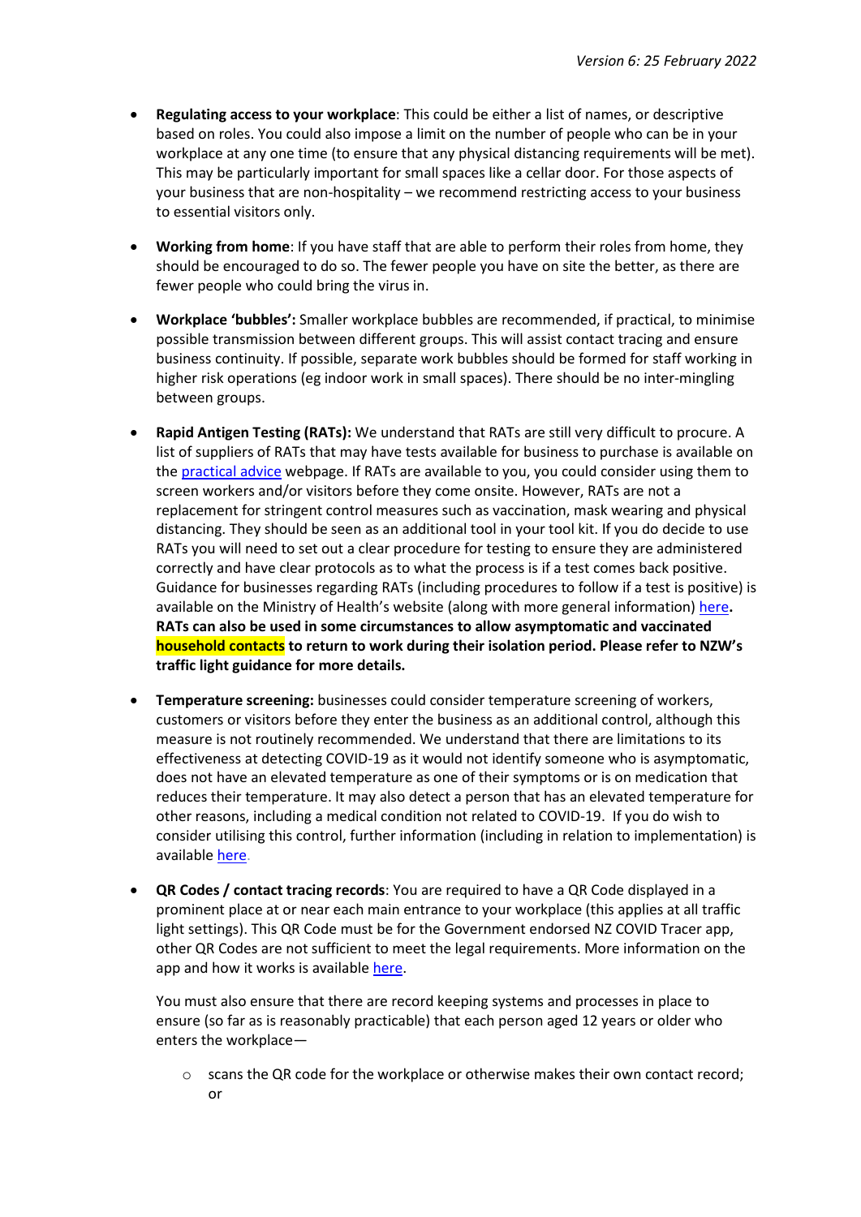- **Regulating access to your workplace**: This could be either a list of names, or descriptive based on roles. You could also impose a limit on the number of people who can be in your workplace at any one time (to ensure that any physical distancing requirements will be met). This may be particularly important for small spaces like a cellar door. For those aspects of your business that are non-hospitality – we recommend restricting access to your business to essential visitors only.

- **Working from home**: If you have staff that are able to perform their roles from home, they should be encouraged to do so. The fewer people you have on site the better, as there are fewer people who could bring the virus in.

- **Workplace 'bubbles':** Smaller workplace bubbles are recommended, if practical, to minimise possible transmission between different groups. This will assist contact tracing and ensure business continuity. If possible, separate work bubbles should be formed for staff working in higher risk operations (eg indoor work in small spaces). There should be no inter-mingling between groups.

- **Rapid Antigen Testing (RATs):** We understand that RATs are still very difficult to procure. A list of suppliers of RATs that may have tests available for business to purchase is available on the practical advice webpage. If RATs are available to you, you could consider using them to screen workers and/or visitors before they come onsite. However, RATs are not a replacement for stringent control measures such as vaccination, mask wearing and physical distancing. They should be seen as an additional tool in your tool kit. If you do decide to use RATs you will need to set out a clear procedure for testing to ensure they are administered correctly and have clear protocols as to what the process is if a test comes back positive. Guidance for businesses regarding RATs (including procedures to follow if a test is positive) is available on the Ministry of Health's website (along with more general information) here**.** **RATs can also be used in some circumstances to allow asymptomatic and vaccinated household contacts to return to work during their isolation period. Please refer to NZW's traffic light guidance for more details.**

- **Temperature screening:** businesses could consider temperature screening of workers, customers or visitors before they enter the business as an additional control, although this measure is not routinely recommended. We understand that there are limitations to its effectiveness at detecting COVID-19 as it would not identify someone who is asymptomatic, does not have an elevated temperature as one of their symptoms or is on medication that reduces their temperature. It may also detect a person that has an elevated temperature for other reasons, including a medical condition not related to COVID-19. If you do wish to consider utilising this control, further information (including in relation to implementation) is available here.

- **QR Codes / contact tracing records**: You are required to have a QR Code displayed in a prominent place at or near each main entrance to your workplace (this applies at all traffic light settings). This QR Code must be for the Government endorsed NZ COVID Tracer app, other QR Codes are not sufficient to meet the legal requirements. More information on the app and how it works is available here.

  You must also ensure that there are record keeping systems and processes in place to ensure (so far as is reasonably practicable) that each person aged 12 years or older who enters the workplace—

  - scans the QR code for the workplace or otherwise makes their own contact record; or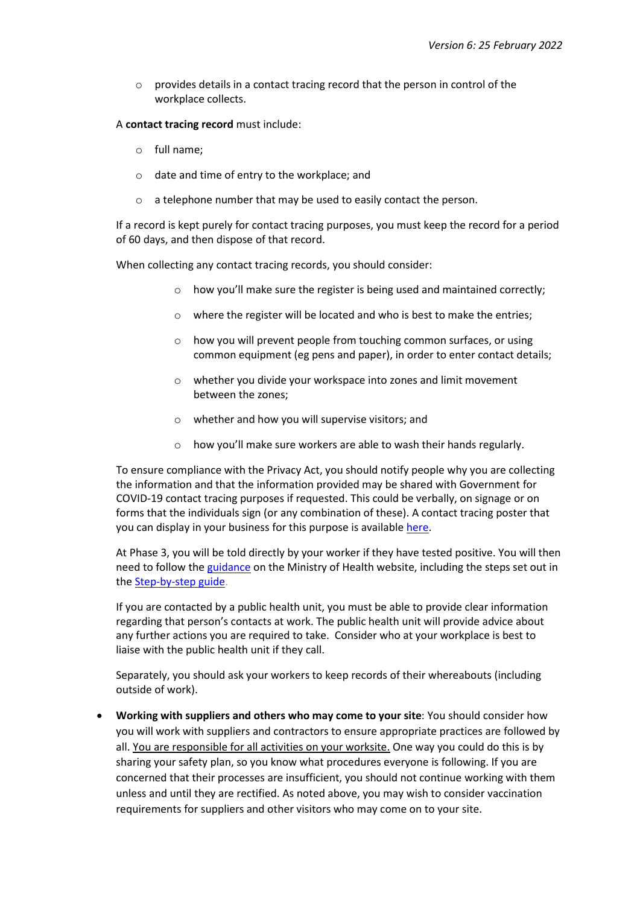- provides details in a contact tracing record that the person in control of the workplace collects.

A **contact tracing record** must include:

- full name;
- date and time of entry to the workplace; and
- a telephone number that may be used to easily contact the person.

If a record is kept purely for contact tracing purposes, you must keep the record for a period of 60 days, and then dispose of that record.

When collecting any contact tracing records, you should consider:

- how you'll make sure the register is being used and maintained correctly;
- where the register will be located and who is best to make the entries;
- how you will prevent people from touching common surfaces, or using common equipment (eg pens and paper), in order to enter contact details;
- whether you divide your workspace into zones and limit movement between the zones;
- whether and how you will supervise visitors; and
- how you'll make sure workers are able to wash their hands regularly.

To ensure compliance with the Privacy Act, you should notify people why you are collecting the information and that the information provided may be shared with Government for COVID-19 contact tracing purposes if requested. This could be verbally, on signage or on forms that the individuals sign (or any combination of these). A contact tracing poster that you can display in your business for this purpose is available here.

At Phase 3, you will be told directly by your worker if they have tested positive. You will then need to follow the guidance on the Ministry of Health website, including the steps set out in the Step-by-step guide.

If you are contacted by a public health unit, you must be able to provide clear information regarding that person's contacts at work. The public health unit will provide advice about any further actions you are required to take. Consider who at your workplace is best to liaise with the public health unit if they call.

Separately, you should ask your workers to keep records of their whereabouts (including outside of work).

- **Working with suppliers and others who may come to your site**: You should consider how you will work with suppliers and contractors to ensure appropriate practices are followed by all. <u>You are responsible for all activities on your worksite.</u> One way you could do this is by sharing your safety plan, so you know what procedures everyone is following. If you are concerned that their processes are insufficient, you should not continue working with them unless and until they are rectified. As noted above, you may wish to consider vaccination requirements for suppliers and other visitors who may come on to your site.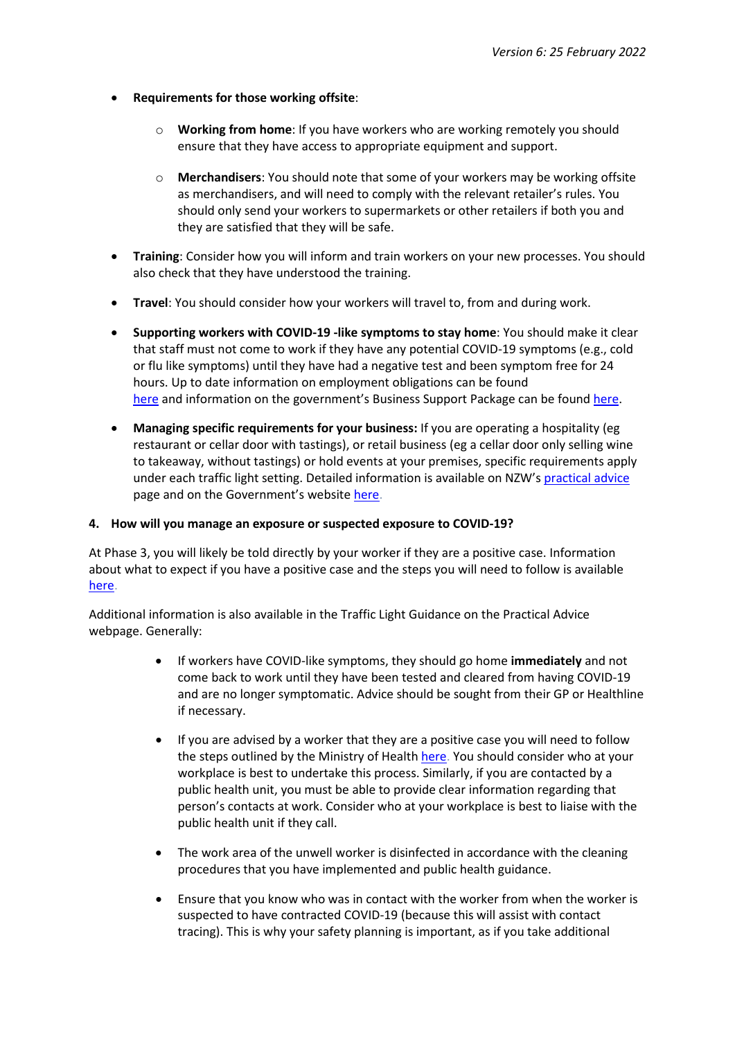- **Requirements for those working offsite**:
    - **Working from home**: If you have workers who are working remotely you should ensure that they have access to appropriate equipment and support.
    - **Merchandisers**: You should note that some of your workers may be working offsite as merchandisers, and will need to comply with the relevant retailer's rules. You should only send your workers to supermarkets or other retailers if both you and they are satisfied that they will be safe.
- **Training**: Consider how you will inform and train workers on your new processes. You should also check that they have understood the training.
- **Travel**: You should consider how your workers will travel to, from and during work.
- **Supporting workers with COVID-19 -like symptoms to stay home**: You should make it clear that staff must not come to work if they have any potential COVID-19 symptoms (e.g., cold or flu like symptoms) until they have had a negative test and been symptom free for 24 hours. Up to date information on employment obligations can be found here and information on the government's Business Support Package can be found here.
- **Managing specific requirements for your business:** If you are operating a hospitality (eg restaurant or cellar door with tastings), or retail business (eg a cellar door only selling wine to takeaway, without tastings) or hold events at your premises, specific requirements apply under each traffic light setting. Detailed information is available on NZW's practical advice page and on the Government's website here.

**4. How will you manage an exposure or suspected exposure to COVID-19?**

At Phase 3, you will likely be told directly by your worker if they are a positive case. Information about what to expect if you have a positive case and the steps you will need to follow is available here.

Additional information is also available in the Traffic Light Guidance on the Practical Advice webpage. Generally:

- If workers have COVID-like symptoms, they should go home **immediately** and not come back to work until they have been tested and cleared from having COVID-19 and are no longer symptomatic. Advice should be sought from their GP or Healthline if necessary.
- If you are advised by a worker that they are a positive case you will need to follow the steps outlined by the Ministry of Health here. You should consider who at your workplace is best to undertake this process. Similarly, if you are contacted by a public health unit, you must be able to provide clear information regarding that person's contacts at work. Consider who at your workplace is best to liaise with the public health unit if they call.
- The work area of the unwell worker is disinfected in accordance with the cleaning procedures that you have implemented and public health guidance.
- Ensure that you know who was in contact with the worker from when the worker is suspected to have contracted COVID-19 (because this will assist with contact tracing). This is why your safety planning is important, as if you take additional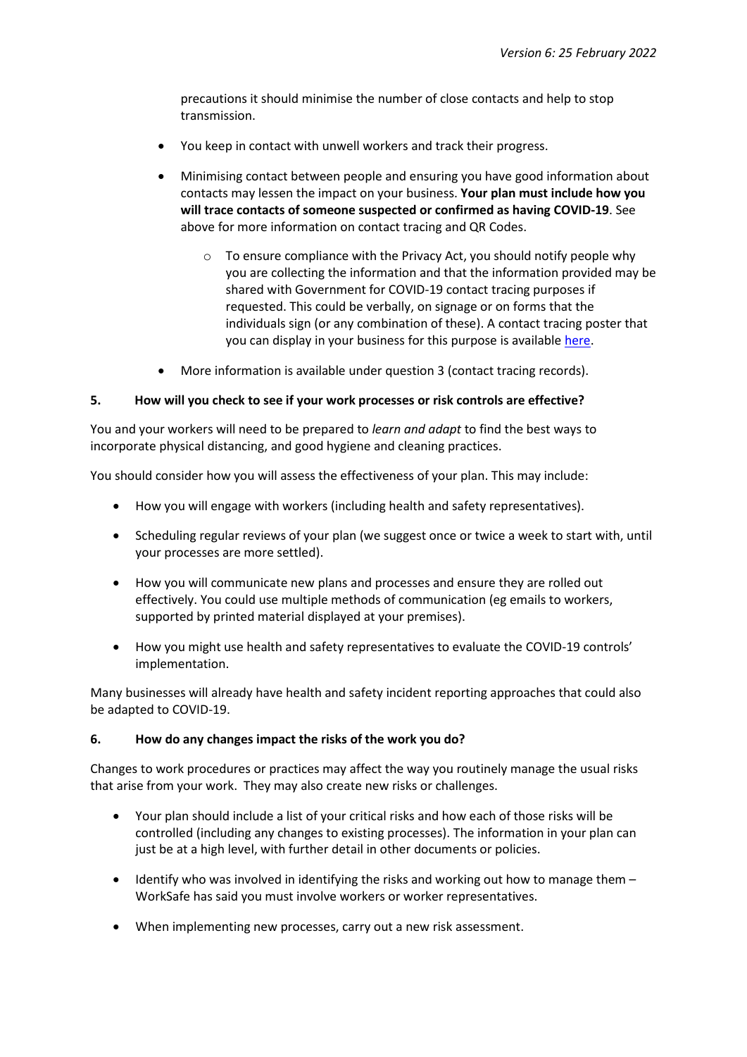precautions it should minimise the number of close contacts and help to stop transmission.

- You keep in contact with unwell workers and track their progress.
- Minimising contact between people and ensuring you have good information about contacts may lessen the impact on your business. **Your plan must include how you will trace contacts of someone suspected or confirmed as having COVID-19**. See above for more information on contact tracing and QR Codes.
    - To ensure compliance with the Privacy Act, you should notify people why you are collecting the information and that the information provided may be shared with Government for COVID-19 contact tracing purposes if requested. This could be verbally, on signage or on forms that the individuals sign (or any combination of these). A contact tracing poster that you can display in your business for this purpose is available [here](#).
- More information is available under question 3 (contact tracing records).

### 5. How will you check to see if your work processes or risk controls are effective?

You and your workers will need to be prepared to *learn and adapt* to find the best ways to incorporate physical distancing, and good hygiene and cleaning practices.

You should consider how you will assess the effectiveness of your plan. This may include:

- How you will engage with workers (including health and safety representatives).
- Scheduling regular reviews of your plan (we suggest once or twice a week to start with, until your processes are more settled).
- How you will communicate new plans and processes and ensure they are rolled out effectively. You could use multiple methods of communication (eg emails to workers, supported by printed material displayed at your premises).
- How you might use health and safety representatives to evaluate the COVID-19 controls' implementation.

Many businesses will already have health and safety incident reporting approaches that could also be adapted to COVID-19.

### 6. How do any changes impact the risks of the work you do?

Changes to work procedures or practices may affect the way you routinely manage the usual risks that arise from your work. They may also create new risks or challenges.

- Your plan should include a list of your critical risks and how each of those risks will be controlled (including any changes to existing processes). The information in your plan can just be at a high level, with further detail in other documents or policies.
- Identify who was involved in identifying the risks and working out how to manage them – WorkSafe has said you must involve workers or worker representatives.
- When implementing new processes, carry out a new risk assessment.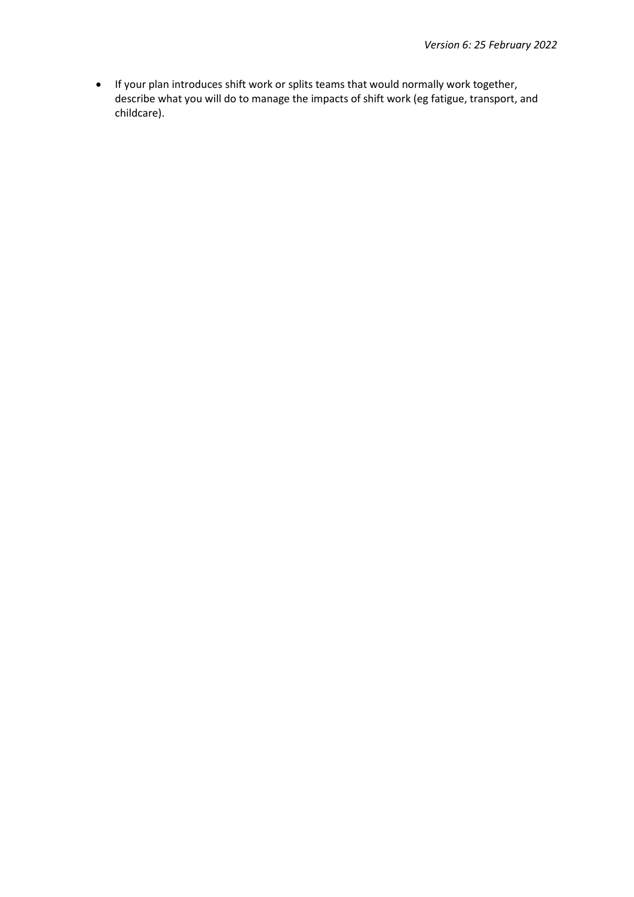- If your plan introduces shift work or splits teams that would normally work together, describe what you will do to manage the impacts of shift work (eg fatigue, transport, and childcare).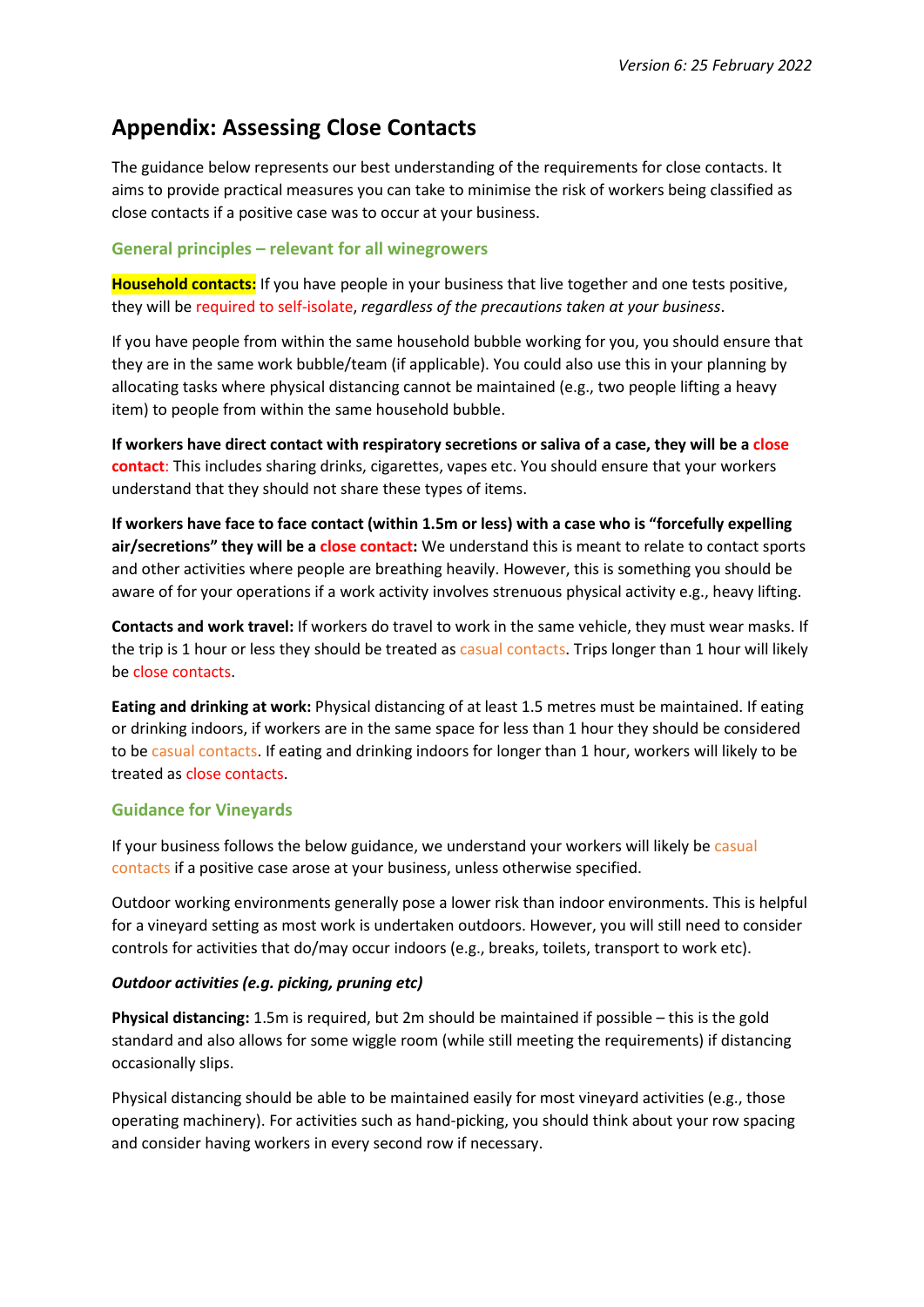Version 6: 25 February 2022

# Appendix: Assessing Close Contacts

The guidance below represents our best understanding of the requirements for close contacts. It aims to provide practical measures you can take to minimise the risk of workers being classified as close contacts if a positive case was to occur at your business.

## General principles – relevant for all winegrowers

**Household contacts:** If you have people in your business that live together and one tests positive, they will be required to self-isolate, *regardless of the precautions taken at your business*.

If you have people from within the same household bubble working for you, you should ensure that they are in the same work bubble/team (if applicable). You could also use this in your planning by allocating tasks where physical distancing cannot be maintained (e.g., two people lifting a heavy item) to people from within the same household bubble.

**If workers have direct contact with respiratory secretions or saliva of a case, they will be a close contact**: This includes sharing drinks, cigarettes, vapes etc. You should ensure that your workers understand that they should not share these types of items.

**If workers have face to face contact (within 1.5m or less) with a case who is "forcefully expelling air/secretions" they will be a close contact:** We understand this is meant to relate to contact sports and other activities where people are breathing heavily. However, this is something you should be aware of for your operations if a work activity involves strenuous physical activity e.g., heavy lifting.

**Contacts and work travel:** If workers do travel to work in the same vehicle, they must wear masks. If the trip is 1 hour or less they should be treated as casual contacts. Trips longer than 1 hour will likely be close contacts.

**Eating and drinking at work:** Physical distancing of at least 1.5 metres must be maintained. If eating or drinking indoors, if workers are in the same space for less than 1 hour they should be considered to be casual contacts. If eating and drinking indoors for longer than 1 hour, workers will likely to be treated as close contacts.

## Guidance for Vineyards

If your business follows the below guidance, we understand your workers will likely be casual contacts if a positive case arose at your business, unless otherwise specified.

Outdoor working environments generally pose a lower risk than indoor environments. This is helpful for a vineyard setting as most work is undertaken outdoors. However, you will still need to consider controls for activities that do/may occur indoors (e.g., breaks, toilets, transport to work etc).

***Outdoor activities (e.g. picking, pruning etc)***

**Physical distancing:** 1.5m is required, but 2m should be maintained if possible – this is the gold standard and also allows for some wiggle room (while still meeting the requirements) if distancing occasionally slips.

Physical distancing should be able to be maintained easily for most vineyard activities (e.g., those operating machinery). For activities such as hand-picking, you should think about your row spacing and consider having workers in every second row if necessary.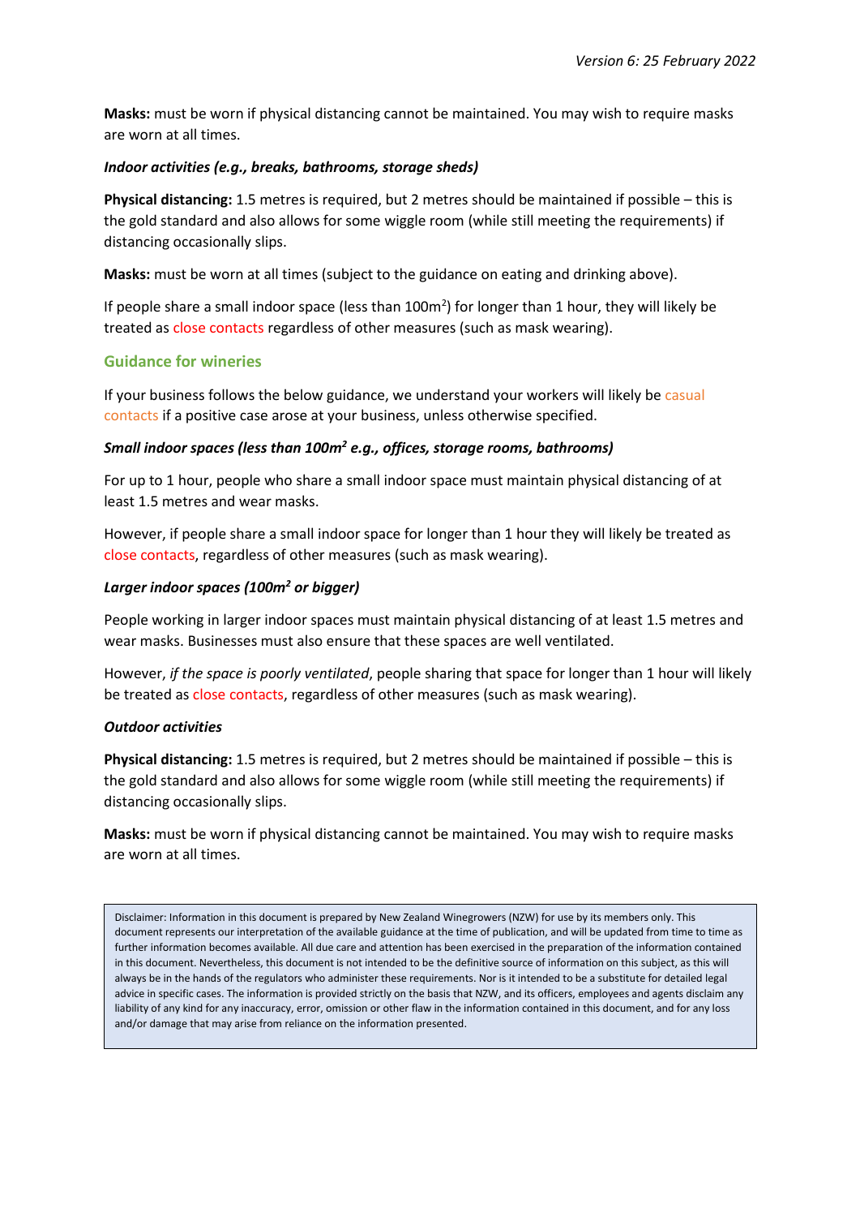**Masks:** must be worn if physical distancing cannot be maintained. You may wish to require masks are worn at all times.

***Indoor activities (e.g., breaks, bathrooms, storage sheds)***

**Physical distancing:** 1.5 metres is required, but 2 metres should be maintained if possible – this is the gold standard and also allows for some wiggle room (while still meeting the requirements) if distancing occasionally slips.

**Masks:** must be worn at all times (subject to the guidance on eating and drinking above).

If people share a small indoor space (less than 100m$^2$) for longer than 1 hour, they will likely be treated as close contacts regardless of other measures (such as mask wearing).

## Guidance for wineries

If your business follows the below guidance, we understand your workers will likely be casual contacts if a positive case arose at your business, unless otherwise specified.

***Small indoor spaces (less than 100m$^2$ e.g., offices, storage rooms, bathrooms)***

For up to 1 hour, people who share a small indoor space must maintain physical distancing of at least 1.5 metres and wear masks.

However, if people share a small indoor space for longer than 1 hour they will likely be treated as close contacts, regardless of other measures (such as mask wearing).

***Larger indoor spaces (100m$^2$ or bigger)***

People working in larger indoor spaces must maintain physical distancing of at least 1.5 metres and wear masks. Businesses must also ensure that these spaces are well ventilated.

However, *if the space is poorly ventilated*, people sharing that space for longer than 1 hour will likely be treated as close contacts, regardless of other measures (such as mask wearing).

***Outdoor activities***

**Physical distancing:** 1.5 metres is required, but 2 metres should be maintained if possible – this is the gold standard and also allows for some wiggle room (while still meeting the requirements) if distancing occasionally slips.

**Masks:** must be worn if physical distancing cannot be maintained. You may wish to require masks are worn at all times.

Disclaimer: Information in this document is prepared by New Zealand Winegrowers (NZW) for use by its members only. This document represents our interpretation of the available guidance at the time of publication, and will be updated from time to time as further information becomes available. All due care and attention has been exercised in the preparation of the information contained in this document. Nevertheless, this document is not intended to be the definitive source of information on this subject, as this will always be in the hands of the regulators who administer these requirements. Nor is it intended to be a substitute for detailed legal advice in specific cases. The information is provided strictly on the basis that NZW, and its officers, employees and agents disclaim any liability of any kind for any inaccuracy, error, omission or other flaw in the information contained in this document, and for any loss and/or damage that may arise from reliance on the information presented.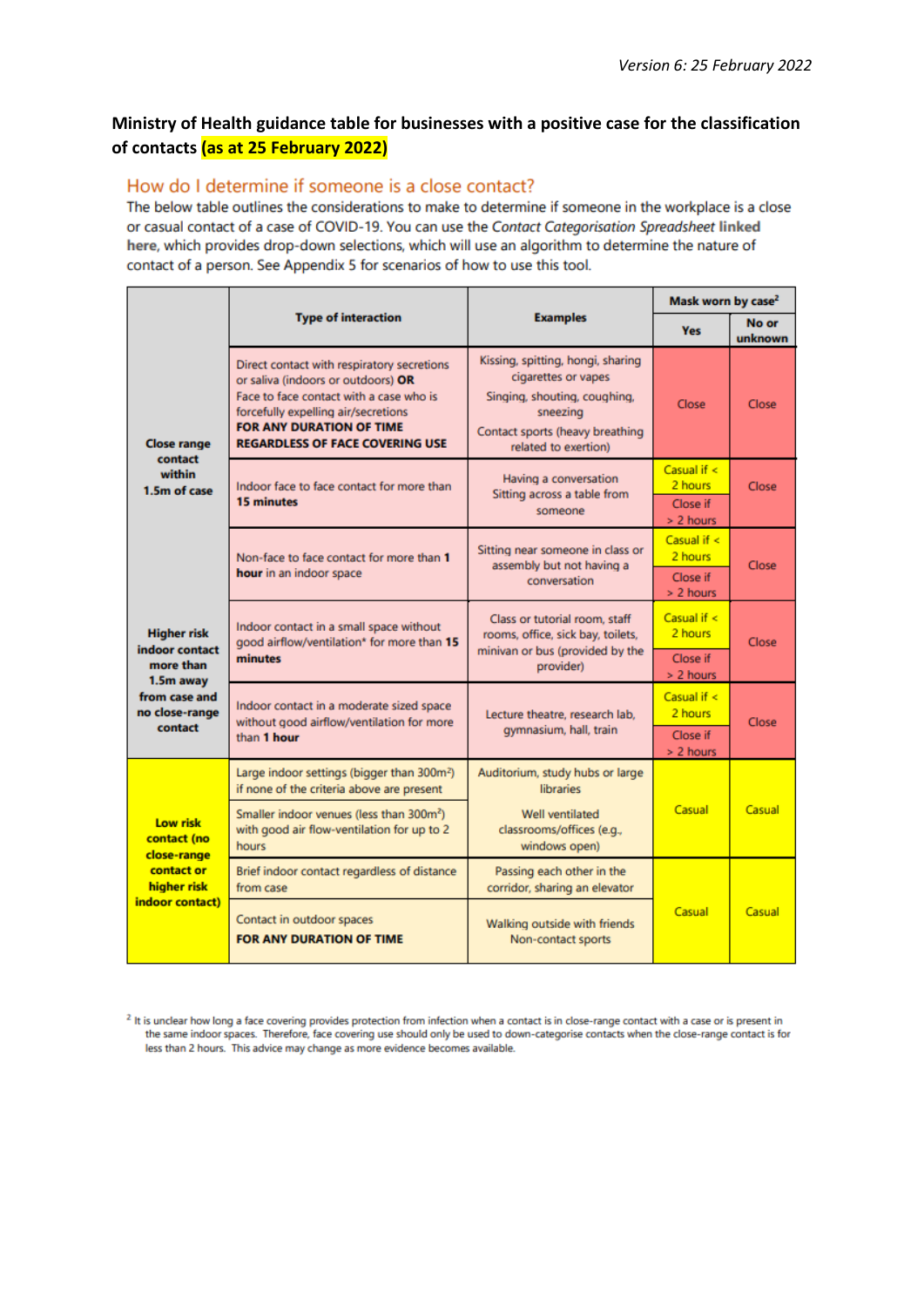*Version 6: 25 February 2022*

**Ministry of Health guidance table for businesses with a positive case for the classification of contacts (as at 25 February 2022)**

## How do I determine if someone is a close contact?

The below table outlines the considerations to make to determine if someone in the workplace is a close or casual contact of a case of COVID-19. You can use the *Contact Categorisation Spreadsheet* **linked here**, which provides drop-down selections, which will use an algorithm to determine the nature of contact of a person. See Appendix 5 for scenarios of how to use this tool.

| | Type of interaction | Examples | Mask worn by case[2] | |
|---|---|---|---|---|
| | | | Yes | No or unknown |
| Close range contact within 1.5m of case | Direct contact with respiratory secretions or saliva (indoors or outdoors) **OR** Face to face contact with a case who is forcefully expelling air/secretions **FOR ANY DURATION OF TIME REGARDLESS OF FACE COVERING USE** | Kissing, spitting, hongi, sharing cigarettes or vapes Singing, shouting, coughing, sneezing Contact sports (heavy breathing related to exertion) | Close | Close |
| | Indoor face to face contact for more than **15 minutes** | Having a conversation Sitting across a table from someone | Casual if < 2 hours Close if > 2 hours | Close |
| | Non-face to face contact for more than **1 hour** in an indoor space | Sitting near someone in class or assembly but not having a conversation | Casual if < 2 hours Close if > 2 hours | Close |
| Higher risk indoor contact more than 1.5m away from case and no close-range contact | Indoor contact in a small space without good airflow/ventilation* for more than **15 minutes** | Class or tutorial room, staff rooms, office, sick bay, toilets, minivan or bus (provided by the provider) | Casual if < 2 hours Close if > 2 hours | Close |
| | Indoor contact in a moderate sized space without good airflow/ventilation for more than **1 hour** | Lecture theatre, research lab, gymnasium, hall, train | Casual if < 2 hours Close if > 2 hours | Close |
| Low risk contact (no close-range contact or higher risk indoor contact) | Large indoor settings (bigger than 300m²) if none of the criteria above are present | Auditorium, study hubs or large libraries | Casual | Casual |
| | Smaller indoor venues (less than 300m²) with good air flow-ventilation for up to 2 hours | Well ventilated classrooms/offices (e.g., windows open) | | |
| | Brief indoor contact regardless of distance from case | Passing each other in the corridor, sharing an elevator | Casual | Casual |
| | Contact in outdoor spaces **FOR ANY DURATION OF TIME** | Walking outside with friends Non-contact sports | | |

[2] It is unclear how long a face covering provides protection from infection when a contact is in close-range contact with a case or is present in the same indoor spaces. Therefore, face covering use should only be used to down-categorise contacts when the close-range contact is for less than 2 hours. This advice may change as more evidence becomes available.